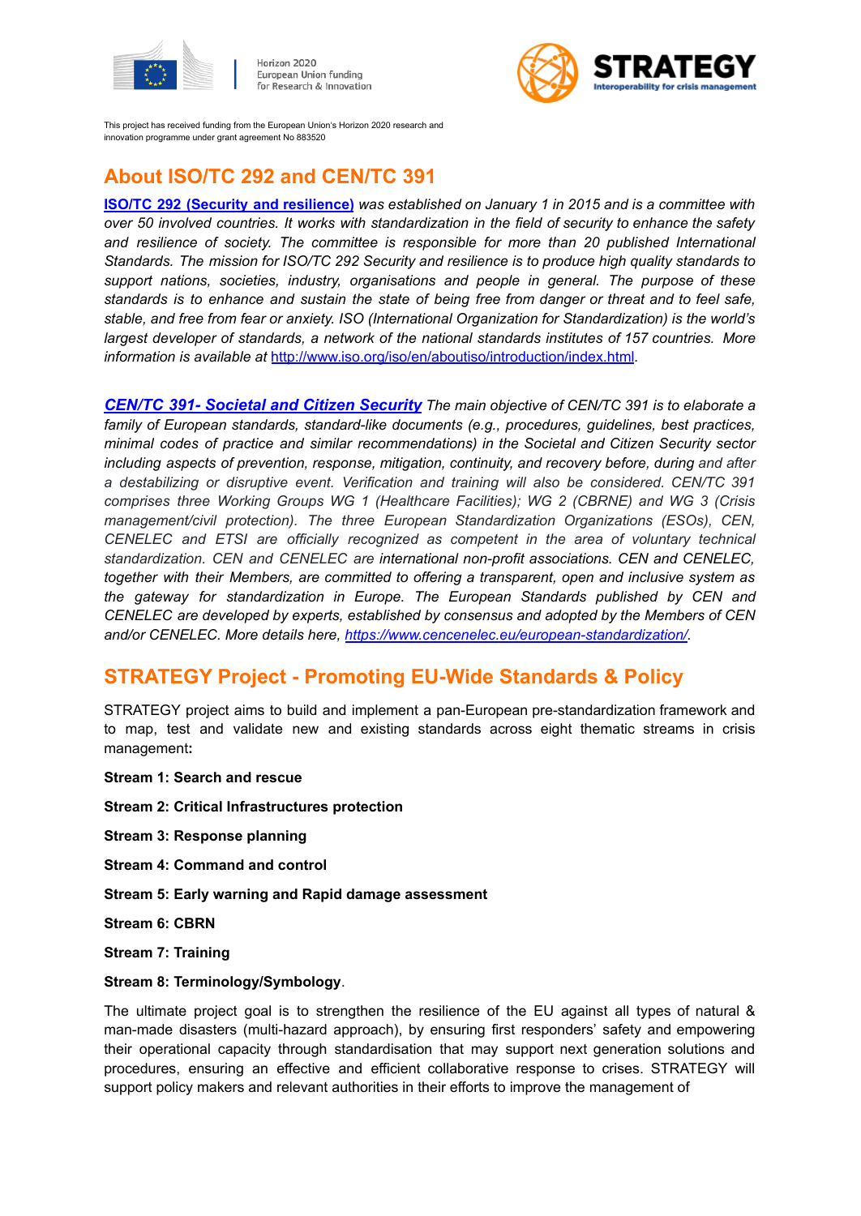Horizon 2020
European Union funding
for Research & Innovation

**STRATEGY**
Interoperability for crisis management

This project has received funding from the European Union's Horizon 2020 research and innovation programme under grant agreement No 883520

## About ISO/TC 292 and CEN/TC 391

***ISO/TC 292 (Security and resilience)*** *was established on January 1 in 2015 and is a committee with over 50 involved countries. It works with standardization in the field of security to enhance the safety and resilience of society. The committee is responsible for more than 20 published International Standards. The mission for ISO/TC 292 Security and resilience is to produce high quality standards to support nations, societies, industry, organisations and people in general. The purpose of these standards is to enhance and sustain the state of being free from danger or threat and to feel safe, stable, and free from fear or anxiety. ISO (International Organization for Standardization) is the world's largest developer of standards, a network of the national standards institutes of 157 countries. More information is available at* http://www.iso.org/iso/en/aboutiso/introduction/index.html.

***CEN/TC 391- Societal and Citizen Security*** *The main objective of CEN/TC 391 is to elaborate a family of European standards, standard-like documents (e.g., procedures, guidelines, best practices, minimal codes of practice and similar recommendations) in the Societal and Citizen Security sector including aspects of prevention, response, mitigation, continuity, and recovery before, during and after a destabilizing or disruptive event. Verification and training will also be considered. CEN/TC 391 comprises three Working Groups WG 1 (Healthcare Facilities); WG 2 (CBRNE) and WG 3 (Crisis management/civil protection). The three European Standardization Organizations (ESOs), CEN, CENELEC and ETSI are officially recognized as competent in the area of voluntary technical standardization. CEN and CENELEC are international non-profit associations. CEN and CENELEC, together with their Members, are committed to offering a transparent, open and inclusive system as the gateway for standardization in Europe. The European Standards published by CEN and CENELEC are developed by experts, established by consensus and adopted by the Members of CEN and/or CENELEC. More details here,* *https://www.cencenelec.eu/european-standardization/*.

## STRATEGY Project - Promoting EU-Wide Standards & Policy

STRATEGY project aims to build and implement a pan-European pre-standardization framework and to map, test and validate new and existing standards across eight thematic streams in crisis management**:**

**Stream 1: Search and rescue**

**Stream 2: Critical Infrastructures protection**

**Stream 3: Response planning**

**Stream 4: Command and control**

**Stream 5: Early warning and Rapid damage assessment**

**Stream 6: CBRN**

**Stream 7: Training**

**Stream 8: Terminology/Symbology**.

The ultimate project goal is to strengthen the resilience of the EU against all types of natural & man-made disasters (multi-hazard approach), by ensuring first responders' safety and empowering their operational capacity through standardisation that may support next generation solutions and procedures, ensuring an effective and efficient collaborative response to crises. STRATEGY will support policy makers and relevant authorities in their efforts to improve the management of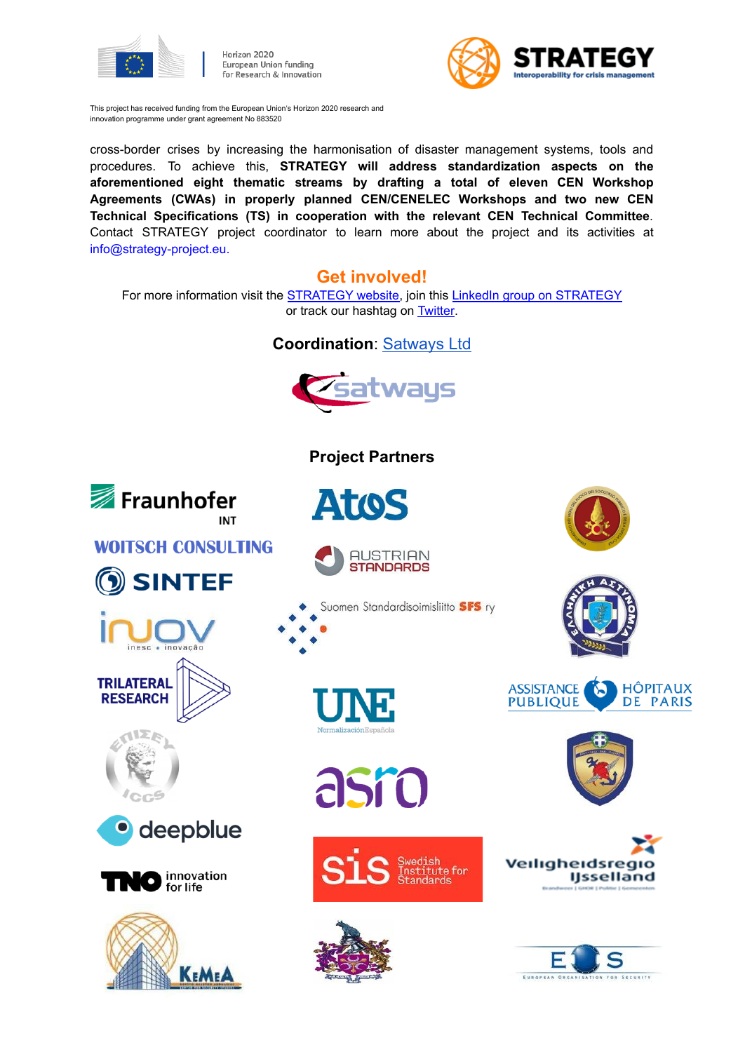cross-border crises by increasing the harmonisation of disaster management systems, tools and procedures. To achieve this, **STRATEGY will address standardization aspects on the aforementioned eight thematic streams by drafting a total of eleven CEN Workshop Agreements (CWAs) in properly planned CEN/CENELEC Workshops and two new CEN Technical Specifications (TS) in cooperation with the relevant CEN Technical Committee**. Contact STRATEGY project coordinator to learn more about the project and its activities at info@strategy-project.eu.

## Get involved!

For more information visit the STRATEGY website, join this LinkedIn group on STRATEGY or track our hashtag on Twitter.

**Coordination**: Satways Ltd

### Project Partners